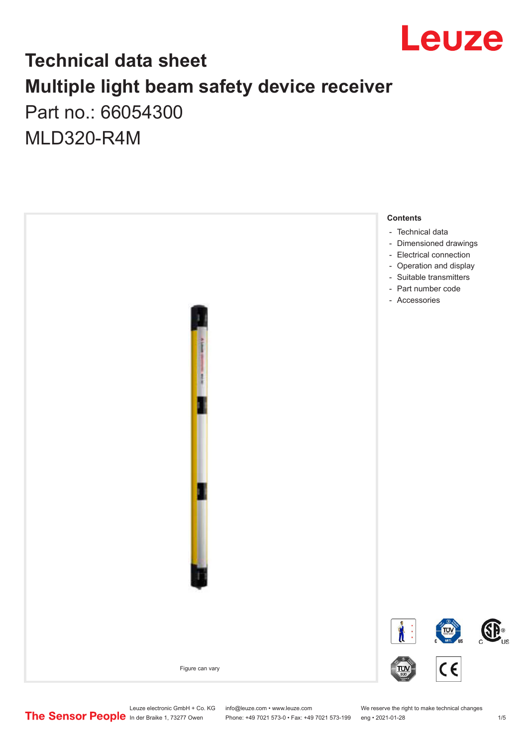# Technical data sheet

# Multiple light beam safety device receiver

Part no.: 66054300

MLD320-R4M

Figure can vary

**Contents**

- Technical data
- Dimensioned drawings
- Electrical connection
- Operation and display
- Suitable transmitters
- Part number code
- Accessories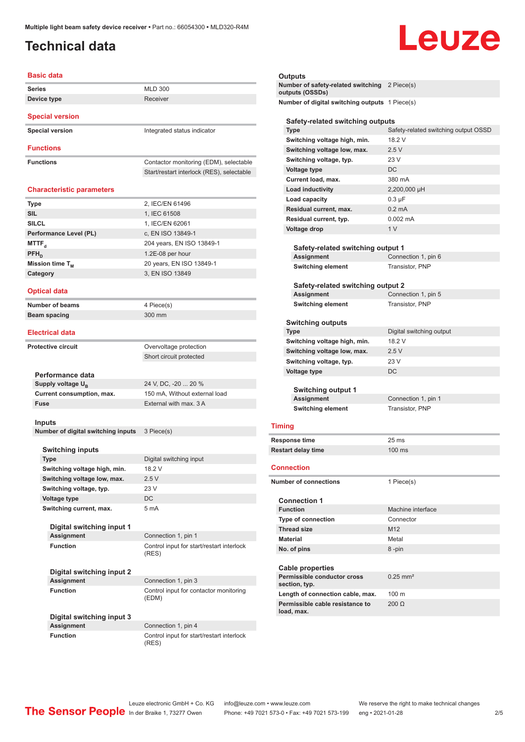# Technical data

## Basic data

| | |
|---|---|
| Series | MLD 300 |
| Device type | Receiver |

## Special version

| | |
|---|---|
| Special version | Integrated status indicator |

## Functions

| | |
|---|---|
| Functions | Contactor monitoring (EDM), selectable |
| | Start/restart interlock (RES), selectable |

## Characteristic parameters

| | |
|---|---|
| Type | 2, IEC/EN 61496 |
| SIL | 1, IEC 61508 |
| SILCL | 1, IEC/EN 62061 |
| Performance Level (PL) | c, EN ISO 13849-1 |
| $MTTF_d$ | 204 years, EN ISO 13849-1 |
| $PFH_D$ | 1.2E-08 per hour |
| Mission time $T_M$ | 20 years, EN ISO 13849-1 |
| Category | 3, EN ISO 13849 |

## Optical data

| | |
|---|---|
| Number of beams | 4 Piece(s) |
| Beam spacing | 300 mm |

## Electrical data

| | |
|---|---|
| Protective circuit | Overvoltage protection |
| | Short circuit protected |

### Performance data

| | |
|---|---|
| Supply voltage $U_B$ | 24 V, DC, -20 ... 20 % |
| Current consumption, max. | 150 mA, Without external load |
| Fuse | External with max. 3 A |

### Inputs

| | |
|---|---|
| Number of digital switching inputs | 3 Piece(s) |

#### Switching inputs

| | |
|---|---|
| Type | Digital switching input |
| Switching voltage high, min. | 18.2 V |
| Switching voltage low, max. | 2.5 V |
| Switching voltage, typ. | 23 V |
| Voltage type | DC |
| Switching current, max. | 5 mA |

##### Digital switching input 1

| | |
|---|---|
| Assignment | Connection 1, pin 1 |
| Function | Control input for start/restart interlock (RES) |

##### Digital switching input 2

| | |
|---|---|
| Assignment | Connection 1, pin 3 |
| Function | Control input for contactor monitoring (EDM) |

##### Digital switching input 3

| | |
|---|---|
| Assignment | Connection 1, pin 4 |
| Function | Control input for start/restart interlock (RES) |

### Outputs

| | |
|---|---|
| Number of safety-related switching outputs (OSSDs) | 2 Piece(s) |
| Number of digital switching outputs | 1 Piece(s) |

#### Safety-related switching outputs

| | |
|---|---|
| Type | Safety-related switching output OSSD |
| Switching voltage high, min. | 18.2 V |
| Switching voltage low, max. | 2.5 V |
| Switching voltage, typ. | 23 V |
| Voltage type | DC |
| Current load, max. | 380 mA |
| Load inductivity | 2,200,000 µH |
| Load capacity | 0.3 µF |
| Residual current, max. | 0.2 mA |
| Residual current, typ. | 0.002 mA |
| Voltage drop | 1 V |

##### Safety-related switching output 1

| | |
|---|---|
| Assignment | Connection 1, pin 6 |
| Switching element | Transistor, PNP |

##### Safety-related switching output 2

| | |
|---|---|
| Assignment | Connection 1, pin 5 |
| Switching element | Transistor, PNP |

#### Switching outputs

| | |
|---|---|
| Type | Digital switching output |
| Switching voltage high, min. | 18.2 V |
| Switching voltage low, max. | 2.5 V |
| Switching voltage, typ. | 23 V |
| Voltage type | DC |

##### Switching output 1

| | |
|---|---|
| Assignment | Connection 1, pin 1 |
| Switching element | Transistor, PNP |

## Timing

| | |
|---|---|
| Response time | 25 ms |
| Restart delay time | 100 ms |

## Connection

| | |
|---|---|
| Number of connections | 1 Piece(s) |

### Connection 1

| | |
|---|---|
| Function | Machine interface |
| Type of connection | Connector |
| Thread size | M12 |
| Material | Metal |
| No. of pins | 8 -pin |

### Cable properties

| | |
|---|---|
| Permissible conductor cross section, typ. | 0.25 mm² |
| Length of connection cable, max. | 100 m |
| Permissible cable resistance to load, max. | 200 Ω |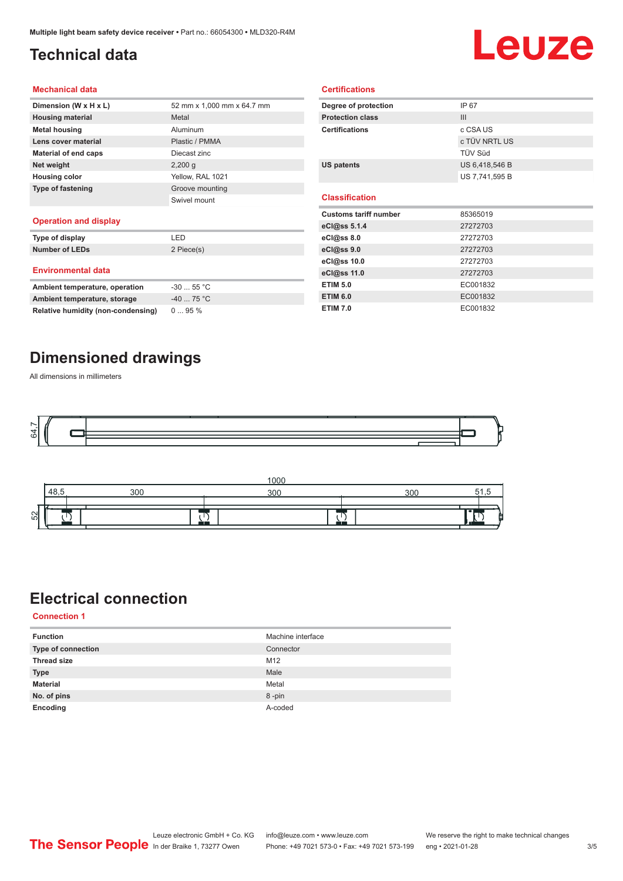# Technical data

## Mechanical data

| | |
|---|---|
| **Dimension (W x H x L)** | 52 mm x 1,000 mm x 64.7 mm |
| **Housing material** | Metal |
| **Metal housing** | Aluminum |
| **Lens cover material** | Plastic / PMMA |
| **Material of end caps** | Diecast zinc |
| **Net weight** | 2,200 g |
| **Housing color** | Yellow, RAL 1021 |
| **Type of fastening** | Groove mounting |
| | Swivel mount |

## Operation and display

| | |
|---|---|
| **Type of display** | LED |
| **Number of LEDs** | 2 Piece(s) |

## Environmental data

| | |
|---|---|
| **Ambient temperature, operation** | -30 ... 55 °C |
| **Ambient temperature, storage** | -40 ... 75 °C |
| **Relative humidity (non-condensing)** | 0 ... 95 % |

## Certifications

| | |
|---|---|
| **Degree of protection** | IP 67 |
| **Protection class** | III |
| **Certifications** | c CSA US |
| | c TÜV NRTL US |
| | TÜV Süd |
| **US patents** | US 6,418,546 B |
| | US 7,741,595 B |

## Classification

| | |
|---|---|
| **Customs tariff number** | 85365019 |
| **eCl@ss 5.1.4** | 27272703 |
| **eCl@ss 8.0** | 27272703 |
| **eCl@ss 9.0** | 27272703 |
| **eCl@ss 10.0** | 27272703 |
| **eCl@ss 11.0** | 27272703 |
| **ETIM 5.0** | EC001832 |
| **ETIM 6.0** | EC001832 |
| **ETIM 7.0** | EC001832 |

# Dimensioned drawings

All dimensions in millimeters

64,7

1000

48,5 300 300 300 51,5

52

# Electrical connection

## Connection 1

| | |
|---|---|
| **Function** | Machine interface |
| **Type of connection** | Connector |
| **Thread size** | M12 |
| **Type** | Male |
| **Material** | Metal |
| **No. of pins** | 8 -pin |
| **Encoding** | A-coded |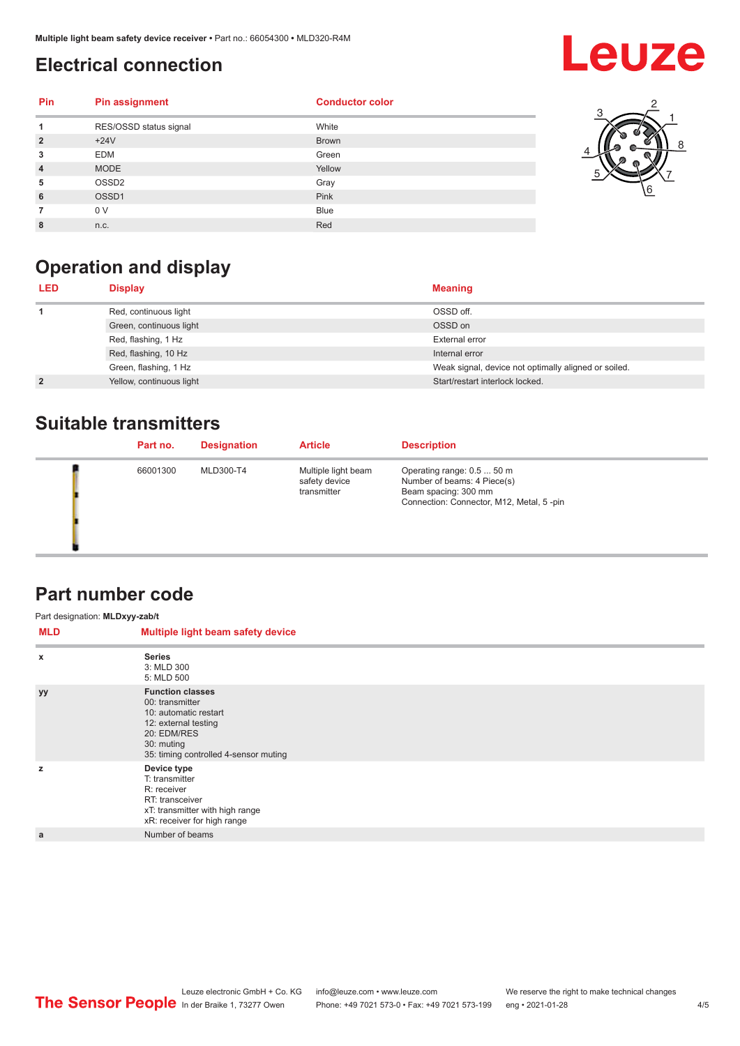## Electrical connection

| Pin | Pin assignment | Conductor color |
|---|---|---|
| 1 | RES/OSSD status signal | White |
| 2 | +24V | Brown |
| 3 | EDM | Green |
| 4 | MODE | Yellow |
| 5 | OSSD2 | Gray |
| 6 | OSSD1 | Pink |
| 7 | 0 V | Blue |
| 8 | n.c. | Red |

## Operation and display

| LED | Display | Meaning |
|---|---|---|
| 1 | Red, continuous light | OSSD off. |
| | Green, continuous light | OSSD on |
| | Red, flashing, 1 Hz | External error |
| | Red, flashing, 10 Hz | Internal error |
| | Green, flashing, 1 Hz | Weak signal, device not optimally aligned or soiled. |
| 2 | Yellow, continuous light | Start/restart interlock locked. |

## Suitable transmitters

| | Part no. | Designation | Article | Description |
|---|---|---|---|---|
| | 66001300 | MLD300-T4 | Multiple light beam safety device transmitter | Operating range: 0.5 ... 50 m<br>Number of beams: 4 Piece(s)<br>Beam spacing: 300 mm<br>Connection: Connector, M12, Metal, 5 -pin |

## Part number code

Part designation: **MLDxyy-zab/t**

| MLD | Multiple light beam safety device |
|---|---|
| x | **Series**<br>3: MLD 300<br>5: MLD 500 |
| yy | **Function classes**<br>00: transmitter<br>10: automatic restart<br>12: external testing<br>20: EDM/RES<br>30: muting<br>35: timing controlled 4-sensor muting |
| z | **Device type**<br>T: transmitter<br>R: receiver<br>RT: transceiver<br>xT: transmitter with high range<br>xR: receiver for high range |
| a | Number of beams |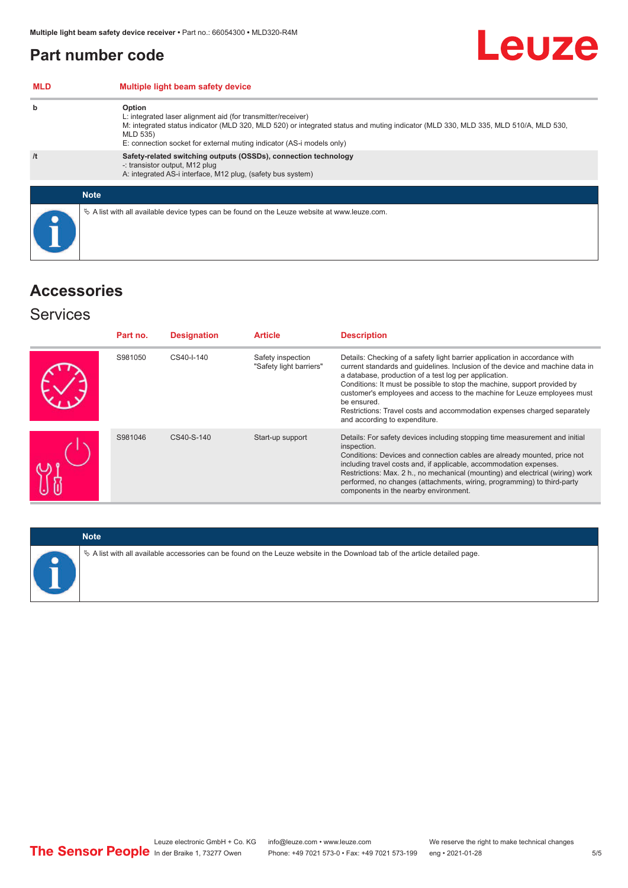# Part number code

| MLD | Multiple light beam safety device |
|---|---|
| b | **Option**<br>L: integrated laser alignment aid (for transmitter/receiver)<br>M: integrated status indicator (MLD 320, MLD 520) or integrated status and muting indicator (MLD 330, MLD 335, MLD 510/A, MLD 530, MLD 535)<br>E: connection socket for external muting indicator (AS-i models only) |
| /t | **Safety-related switching outputs (OSSDs), connection technology**<br>-: transistor output, M12 plug<br>A: integrated AS-i interface, M12 plug, (safety bus system) |

**Note**

↳ A list with all available device types can be found on the Leuze website at www.leuze.com.

# Accessories

## Services

| Part no. | Designation | Article | Description |
|---|---|---|---|
| S981050 | CS40-I-140 | Safety inspection "Safety light barriers" | Details: Checking of a safety light barrier application in accordance with current standards and guidelines. Inclusion of the device and machine data in a database, production of a test log per application.<br>Conditions: It must be possible to stop the machine, support provided by customer's employees and access to the machine for Leuze employees must be ensured.<br>Restrictions: Travel costs and accommodation expenses charged separately and according to expenditure. |
| S981046 | CS40-S-140 | Start-up support | Details: For safety devices including stopping time measurement and initial inspection.<br>Conditions: Devices and connection cables are already mounted, price not including travel costs and, if applicable, accommodation expenses.<br>Restrictions: Max. 2 h., no mechanical (mounting) and electrical (wiring) work performed, no changes (attachments, wiring, programming) to third-party components in the nearby environment. |

**Note**

↳ A list with all available accessories can be found on the Leuze website in the Download tab of the article detailed page.